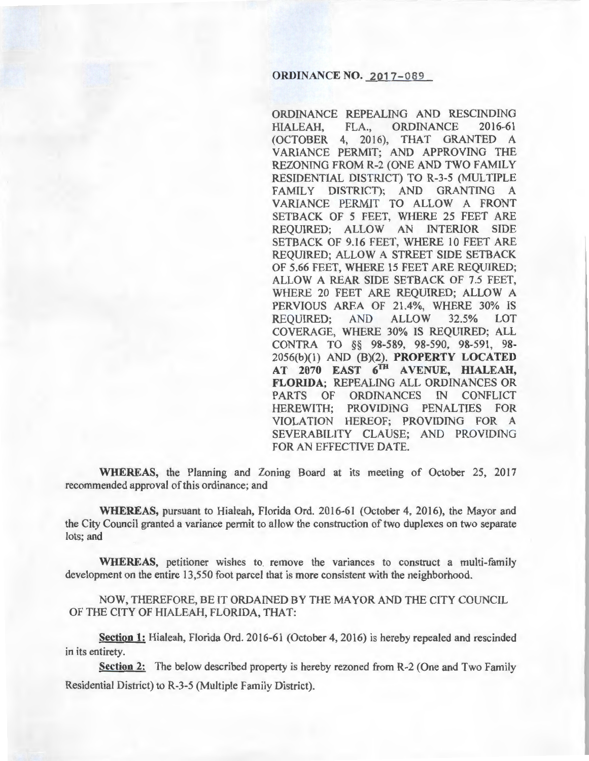**ORDINANCE NO. 2017-089**

ORDINANCE REPEALING AND RESCINDING HIALEAH, FLA., ORDINANCE 2016-61 (OCTOBER 4, 2016), THAT GRANTED A VARIANCE PERMIT; AND APPROVING THE REZONING FROM R-2 (ONE AND TWO FAMILY RESIDENTIAL DISTRICT) TO R-3-5 (MULTIPLE FAMILY DISTRICT); AND GRANTING A VARIANCE PERMIT TO ALLOW A FRONT SETBACK OF 5 FEET, WHERE 25 FEET ARE REQUIRED; ALLOW AN INTERIOR SIDE SETBACK OF 9.16 FEET, WHERE 10 FEET ARE REQUIRED; ALLOW A STREET SIDE SETBACK OF 5.66 FEET, WHERE 15 FEET ARE REQUIRED; ALLOW A REAR SIDE SETBACK OF 7.5 FEET, WHERE 20 FEET ARE REQUIRED; ALLOW A PERVIOUS AREA OF 21.4%, WHERE 30% IS REQUIRED; AND ALLOW 32.5% LOT COVERAGE, WHERE 30% IS REQUIRED; ALL CONTRA TO §§ 98-589, 98-590, 98-591, 98-2056(b)(1) AND (B)(2). **PROPERTY LOCATED AT 2070 EAST 6TH AVENUE, HIALEAH, FLORIDA**; REPEALING ALL ORDINANCES OR PARTS OF ORDINANCES IN CONFLICT HEREWITH; PROVIDING PENALTIES FOR VIOLATION HEREOF; PROVIDING FOR A SEVERABILITY CLAUSE; AND PROVIDING FOR AN EFFECTIVE DATE.

**WHEREAS,** the Planning and Zoning Board at its meeting of October 25, 2017 recommended approval of this ordinance; and

**WHEREAS,** pursuant to Hialeah, Florida Ord. 2016-61 (October 4, 2016), the Mayor and the City Council granted a variance permit to allow the construction of two duplexes on two separate lots; and

**WHEREAS,** petitioner wishes to remove the variances to construct a multi-family development on the entire 13,550 foot parcel that is more consistent with the neighborhood.

NOW, THEREFORE, BE IT ORDAINED BY THE MAYOR AND THE CITY COUNCIL OF THE CITY OF HIALEAH, FLORIDA, THAT:

**Section 1:** Hialeah, Florida Ord. 2016-61 (October 4, 2016) is hereby repealed and rescinded in its entirety.

**Section 2:** The below described property is hereby rezoned from R-2 (One and Two Family Residential District) to R-3-5 (Multiple Family District).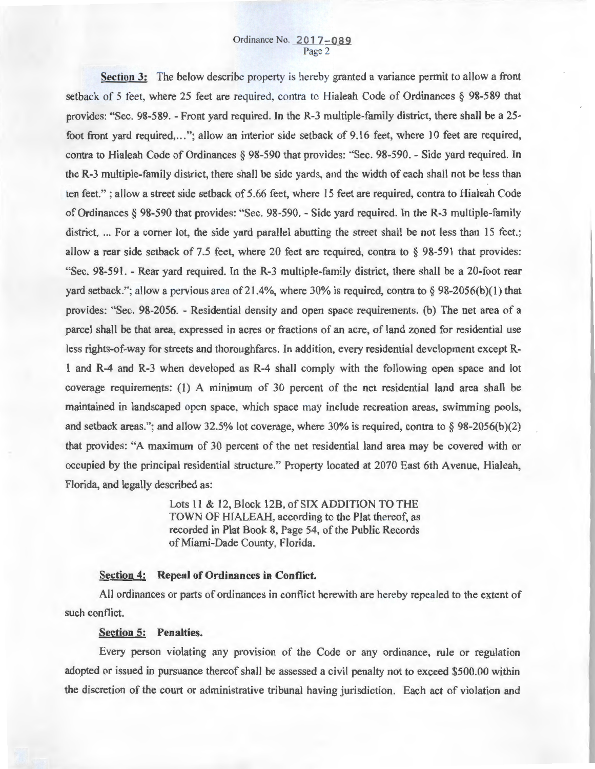**Section 3:** The below describe property is hereby granted a variance permit to allow a front setback of 5 feet, where 25 feet are required, contra to Hialeah Code of Ordinances § 98-589 that provides: "Sec. 98-589. - Front yard required. In the R-3 multiple-family district, there shall be a 25-foot front yard required,..."; allow an interior side setback of 9.16 feet, where 10 feet are required, contra to Hialeah Code of Ordinances § 98-590 that provides: "Sec. 98-590. - Side yard required. In the R-3 multiple-family district, there shall be side yards, and the width of each shall not be less than ten feet." ; allow a street side setback of 5.66 feet, where 15 feet are required, contra to Hialeah Code of Ordinances § 98-590 that provides: "Sec. 98-590. - Side yard required. In the R-3 multiple-family district, ... For a corner lot, the side yard parallel abutting the street shall be not less than 15 feet.; allow a rear side setback of 7.5 feet, where 20 feet are required, contra to § 98-591 that provides: "Sec. 98-591. - Rear yard required. In the R-3 multiple-family district, there shall be a 20-foot rear yard setback."; allow a pervious area of 21.4%, where 30% is required, contra to § 98-2056(b)(1) that provides: "Sec. 98-2056. - Residential density and open space requirements. (b) The net area of a parcel shall be that area, expressed in acres or fractions of an acre, of land zoned for residential use less rights-of-way for streets and thoroughfares. In addition, every residential development except R-1 and R-4 and R-3 when developed as R-4 shall comply with the following open space and lot coverage requirements: (1) A minimum of 30 percent of the net residential land area shall be maintained in landscaped open space, which space may include recreation areas, swimming pools, and setback areas."; and allow 32.5% lot coverage, where 30% is required, contra to § 98-2056(b)(2) that provides: "A maximum of 30 percent of the net residential land area may be covered with or occupied by the principal residential structure." Property located at 2070 East 6th Avenue, Hialeah, Florida, and legally described as:

> Lots 11 & 12, Block 12B, of SIX ADDITION TO THE TOWN OF HIALEAH, according to the Plat thereof, as recorded in Plat Book 8, Page 54, of the Public Records of Miami-Dade County, Florida.

**Section 4: Repeal of Ordinances in Conflict.**

All ordinances or parts of ordinances in conflict herewith are hereby repealed to the extent of such conflict.

**Section 5: Penalties.**

Every person violating any provision of the Code or any ordinance, rule or regulation adopted or issued in pursuance thereof shall be assessed a civil penalty not to exceed $500.00 within the discretion of the court or administrative tribunal having jurisdiction. Each act of violation and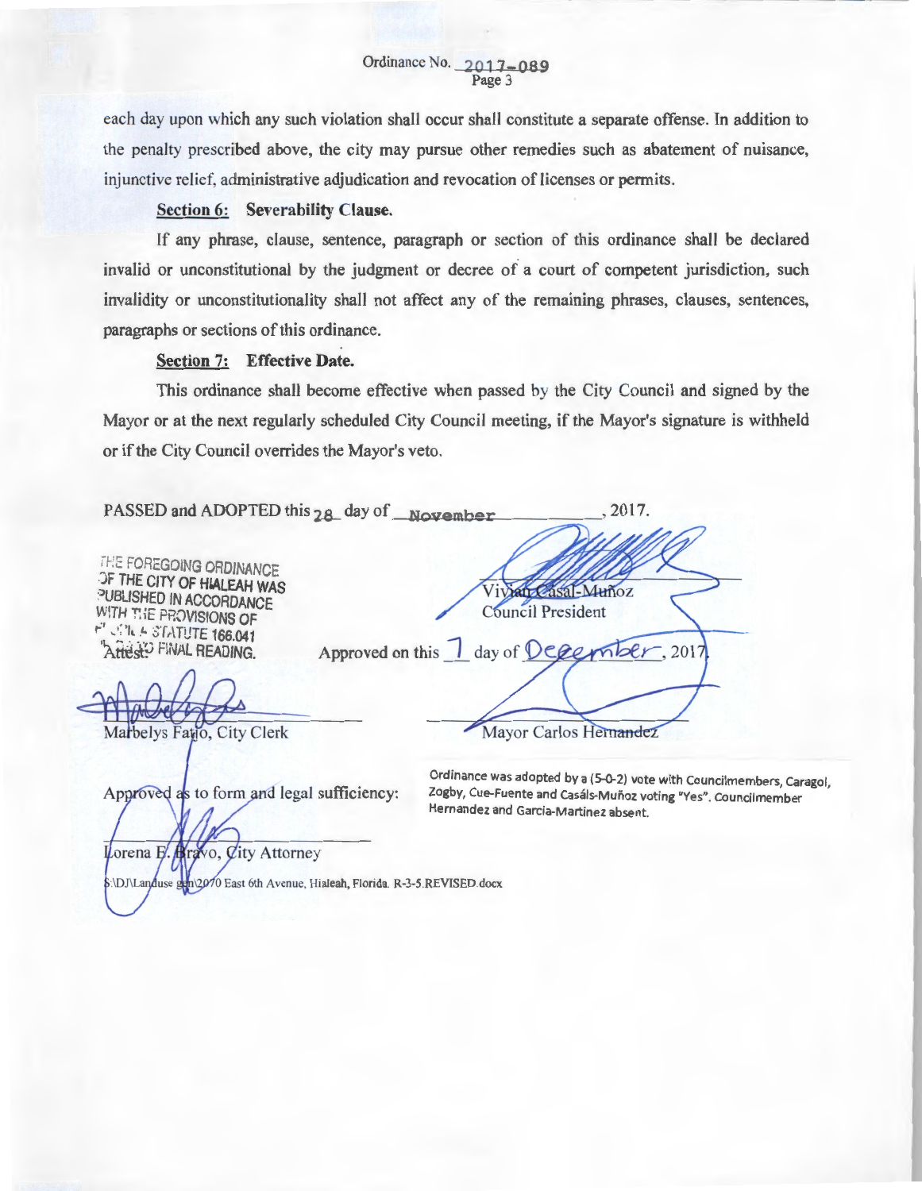Ordinance No. 2017-089

each day upon which any such violation shall occur shall constitute a separate offense. In addition to the penalty prescribed above, the city may pursue other remedies such as abatement of nuisance, injunctive relief, administrative adjudication and revocation of licenses or permits.

**Section 6: Severability Clause.**

If any phrase, clause, sentence, paragraph or section of this ordinance shall be declared invalid or unconstitutional by the judgment or decree of a court of competent jurisdiction, such invalidity or unconstitutionality shall not affect any of the remaining phrases, clauses, sentences, paragraphs or sections of this ordinance.

**Section 7: Effective Date.**

This ordinance shall become effective when passed by the City Council and signed by the Mayor or at the next regularly scheduled City Council meeting, if the Mayor's signature is withheld or if the City Council overrides the Mayor's veto.

PASSED and ADOPTED this 28 day of November, 2017.

Vivian Casal-Muñoz
Council President

THE FOREGOING ORDINANCE OF THE CITY OF HIALEAH WAS PUBLISHED IN ACCORDANCE WITH THE PROVISIONS OF FLORIDA STATUTE 166.041 PRIOR TO FINAL READING.

Attest:

Approved on this 1 day of December, 2017

Marbelys Fatjo, City Clerk

Mayor Carlos Hernandez

Approved as to form and legal sufficiency:

Lorena E. Bravo, City Attorney

Ordinance was adopted by a (5-0-2) vote with Councilmembers, Caragol, Zogby, Cue-Fuente and Casáls-Muñoz voting "Yes". Councilmember Hernandez and Garcia-Martinez absent.

S:\DJ\Landuse gen\2070 East 6th Avenue, Hialeah, Florida. R-3-5.REVISED.docx